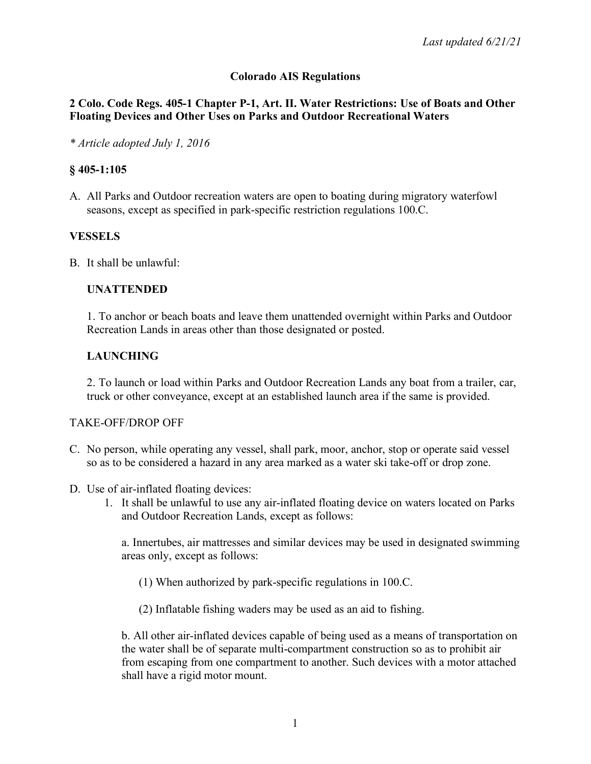*Last updated 6/21/21*

# Colorado AIS Regulations

## 2 Colo. Code Regs. 405-1 Chapter P-1, Art. II. Water Restrictions: Use of Boats and Other Floating Devices and Other Uses on Parks and Outdoor Recreational Waters

*\* Article adopted July 1, 2016*

### § 405-1:105

A. All Parks and Outdoor recreation waters are open to boating during migratory waterfowl seasons, except as specified in park-specific restriction regulations 100.C.

**VESSELS**

B. It shall be unlawful:

**UNATTENDED**

1. To anchor or beach boats and leave them unattended overnight within Parks and Outdoor Recreation Lands in areas other than those designated or posted.

**LAUNCHING**

2. To launch or load within Parks and Outdoor Recreation Lands any boat from a trailer, car, truck or other conveyance, except at an established launch area if the same is provided.

TAKE-OFF/DROP OFF

C. No person, while operating any vessel, shall park, moor, anchor, stop or operate said vessel so as to be considered a hazard in any area marked as a water ski take-off or drop zone.

D. Use of air-inflated floating devices:

1. It shall be unlawful to use any air-inflated floating device on waters located on Parks and Outdoor Recreation Lands, except as follows:

   a. Innertubes, air mattresses and similar devices may be used in designated swimming areas only, except as follows:

   (1) When authorized by park-specific regulations in 100.C.

   (2) Inflatable fishing waders may be used as an aid to fishing.

   b. All other air-inflated devices capable of being used as a means of transportation on the water shall be of separate multi-compartment construction so as to prohibit air from escaping from one compartment to another. Such devices with a motor attached shall have a rigid motor mount.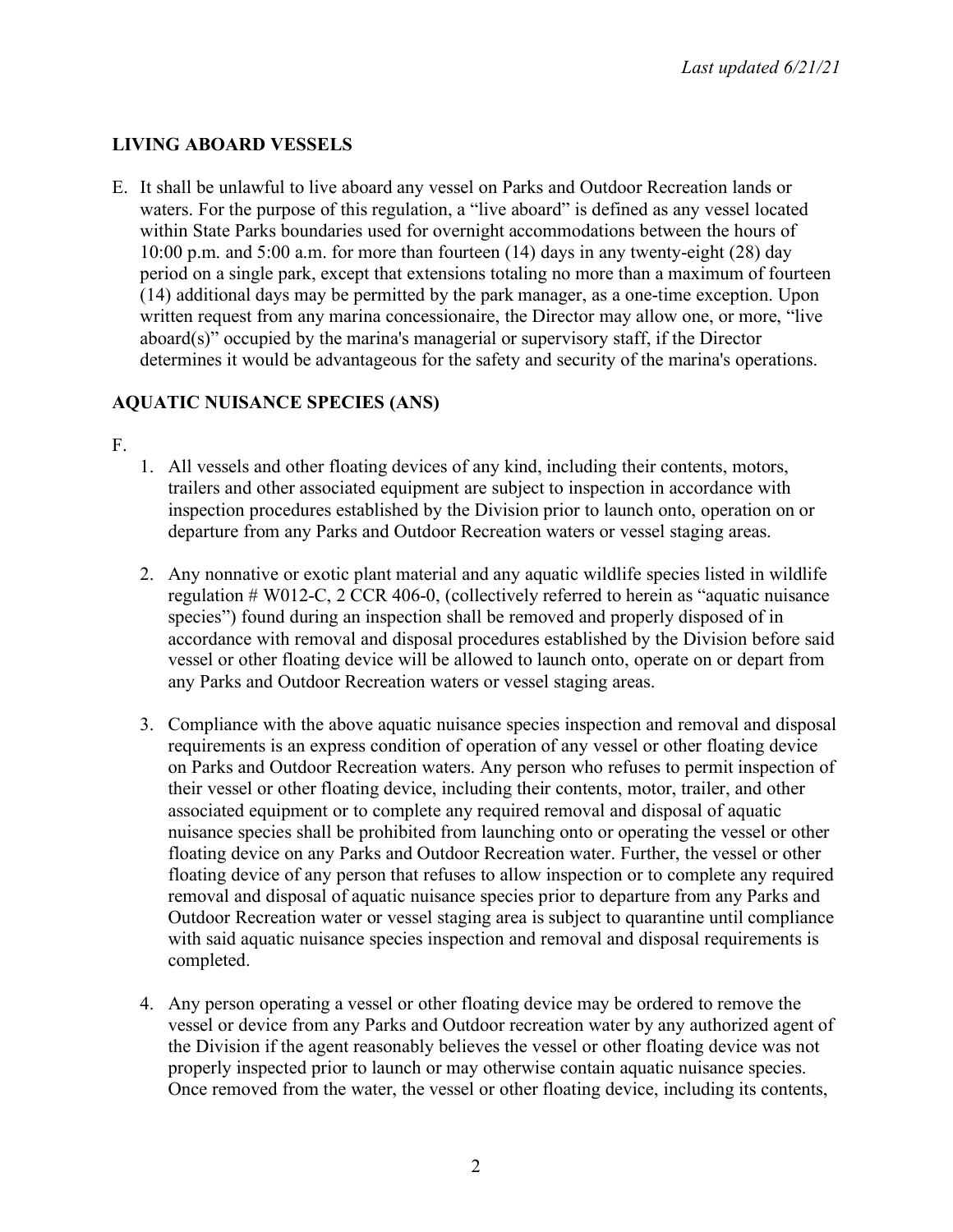## LIVING ABOARD VESSELS

E. It shall be unlawful to live aboard any vessel on Parks and Outdoor Recreation lands or waters. For the purpose of this regulation, a "live aboard" is defined as any vessel located within State Parks boundaries used for overnight accommodations between the hours of 10:00 p.m. and 5:00 a.m. for more than fourteen (14) days in any twenty-eight (28) day period on a single park, except that extensions totaling no more than a maximum of fourteen (14) additional days may be permitted by the park manager, as a one-time exception. Upon written request from any marina concessionaire, the Director may allow one, or more, "live aboard(s)" occupied by the marina's managerial or supervisory staff, if the Director determines it would be advantageous for the safety and security of the marina's operations.

## AQUATIC NUISANCE SPECIES (ANS)

F.

1. All vessels and other floating devices of any kind, including their contents, motors, trailers and other associated equipment are subject to inspection in accordance with inspection procedures established by the Division prior to launch onto, operation on or departure from any Parks and Outdoor Recreation waters or vessel staging areas.

2. Any nonnative or exotic plant material and any aquatic wildlife species listed in wildlife regulation # W012-C, 2 CCR 406-0, (collectively referred to herein as "aquatic nuisance species") found during an inspection shall be removed and properly disposed of in accordance with removal and disposal procedures established by the Division before said vessel or other floating device will be allowed to launch onto, operate on or depart from any Parks and Outdoor Recreation waters or vessel staging areas.

3. Compliance with the above aquatic nuisance species inspection and removal and disposal requirements is an express condition of operation of any vessel or other floating device on Parks and Outdoor Recreation waters. Any person who refuses to permit inspection of their vessel or other floating device, including their contents, motor, trailer, and other associated equipment or to complete any required removal and disposal of aquatic nuisance species shall be prohibited from launching onto or operating the vessel or other floating device on any Parks and Outdoor Recreation water. Further, the vessel or other floating device of any person that refuses to allow inspection or to complete any required removal and disposal of aquatic nuisance species prior to departure from any Parks and Outdoor Recreation water or vessel staging area is subject to quarantine until compliance with said aquatic nuisance species inspection and removal and disposal requirements is completed.

4. Any person operating a vessel or other floating device may be ordered to remove the vessel or device from any Parks and Outdoor recreation water by any authorized agent of the Division if the agent reasonably believes the vessel or other floating device was not properly inspected prior to launch or may otherwise contain aquatic nuisance species. Once removed from the water, the vessel or other floating device, including its contents,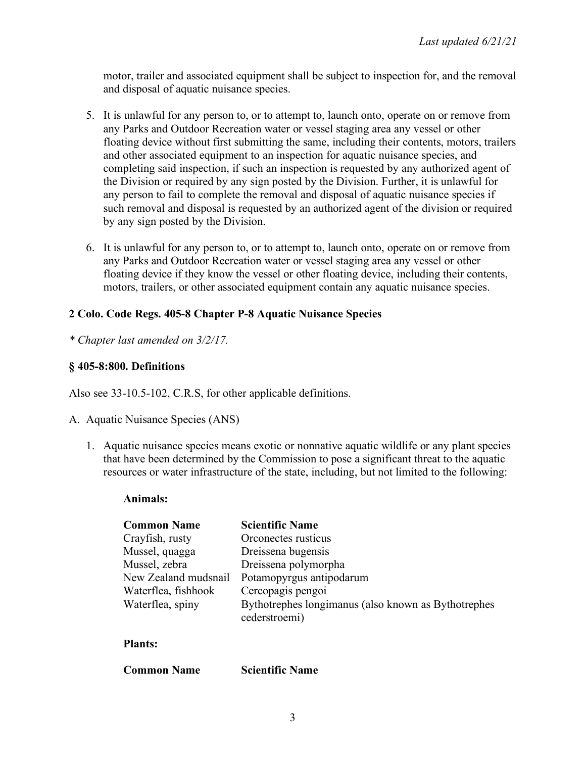motor, trailer and associated equipment shall be subject to inspection for, and the removal and disposal of aquatic nuisance species.

5. It is unlawful for any person to, or to attempt to, launch onto, operate on or remove from any Parks and Outdoor Recreation water or vessel staging area any vessel or other floating device without first submitting the same, including their contents, motors, trailers and other associated equipment to an inspection for aquatic nuisance species, and completing said inspection, if such an inspection is requested by any authorized agent of the Division or required by any sign posted by the Division. Further, it is unlawful for any person to fail to complete the removal and disposal of aquatic nuisance species if such removal and disposal is requested by an authorized agent of the division or required by any sign posted by the Division.

6. It is unlawful for any person to, or to attempt to, launch onto, operate on or remove from any Parks and Outdoor Recreation water or vessel staging area any vessel or other floating device if they know the vessel or other floating device, including their contents, motors, trailers, or other associated equipment contain any aquatic nuisance species.

**2 Colo. Code Regs. 405-8 Chapter P-8 Aquatic Nuisance Species**

*\* Chapter last amended on 3/2/17.*

**§ 405-8:800. Definitions**

Also see 33-10.5-102, C.R.S, for other applicable definitions.

A. Aquatic Nuisance Species (ANS)

1. Aquatic nuisance species means exotic or nonnative aquatic wildlife or any plant species that have been determined by the Commission to pose a significant threat to the aquatic resources or water infrastructure of the state, including, but not limited to the following:

**Animals:**

| **Common Name** | **Scientific Name** |
|---|---|
| Crayfish, rusty | Orconectes rusticus |
| Mussel, quagga | Dreissena bugensis |
| Mussel, zebra | Dreissena polymorpha |
| New Zealand mudsnail | Potamopyrgus antipodarum |
| Waterflea, fishhook | Cercopagis pengoi |
| Waterflea, spiny | Bythotrephes longimanus (also known as Bythotrephes cederstroemi) |

**Plants:**

| **Common Name** | **Scientific Name** |
|---|---|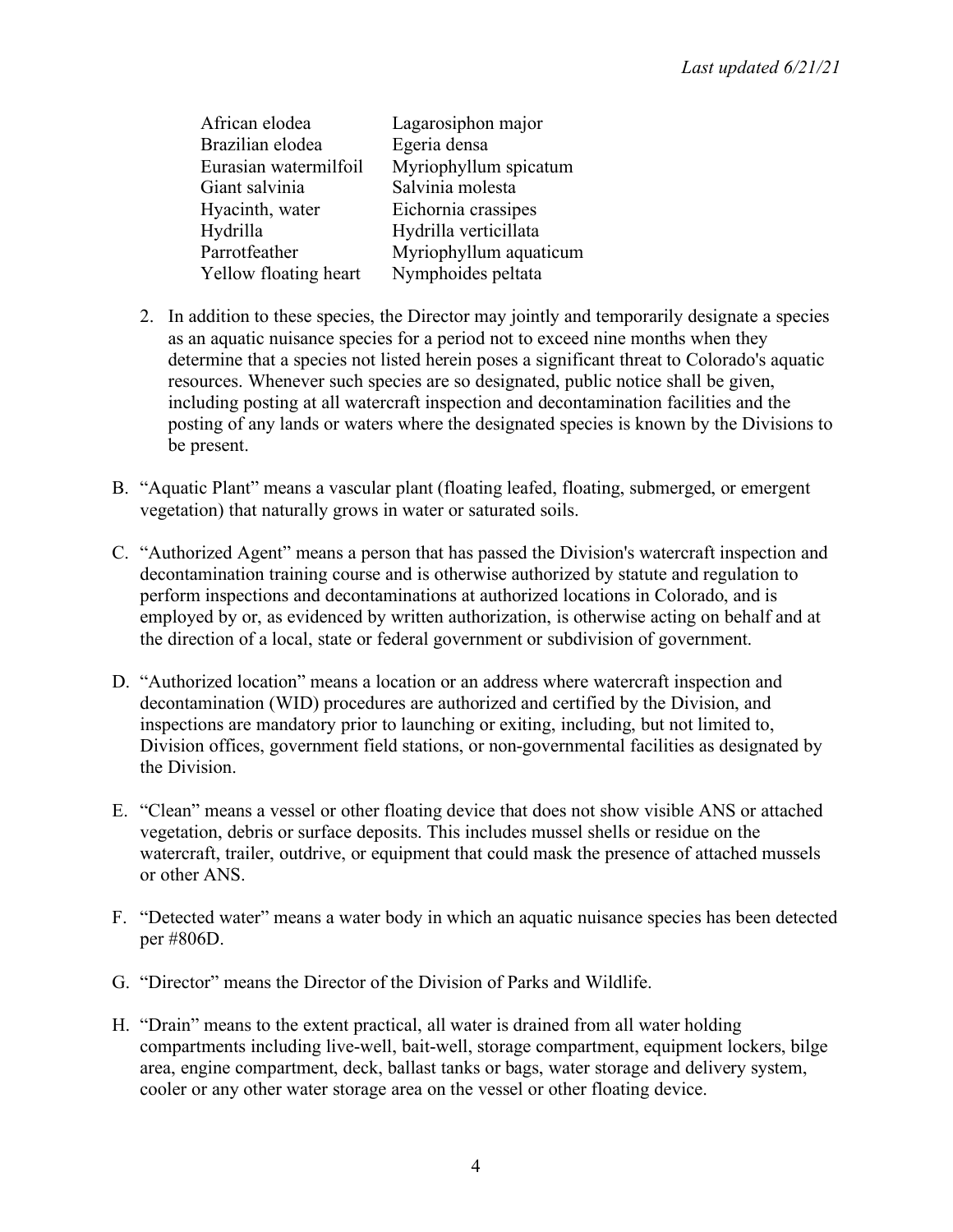| | |
|---|---|
| African elodea | Lagarosiphon major |
| Brazilian elodea | Egeria densa |
| Eurasian watermilfoil | Myriophyllum spicatum |
| Giant salvinia | Salvinia molesta |
| Hyacinth, water | Eichornia crassipes |
| Hydrilla | Hydrilla verticillata |
| Parrotfeather | Myriophyllum aquaticum |
| Yellow floating heart | Nymphoides peltata |

2. In addition to these species, the Director may jointly and temporarily designate a species as an aquatic nuisance species for a period not to exceed nine months when they determine that a species not listed herein poses a significant threat to Colorado's aquatic resources. Whenever such species are so designated, public notice shall be given, including posting at all watercraft inspection and decontamination facilities and the posting of any lands or waters where the designated species is known by the Divisions to be present.

B. “Aquatic Plant” means a vascular plant (floating leafed, floating, submerged, or emergent vegetation) that naturally grows in water or saturated soils.

C. “Authorized Agent” means a person that has passed the Division's watercraft inspection and decontamination training course and is otherwise authorized by statute and regulation to perform inspections and decontaminations at authorized locations in Colorado, and is employed by or, as evidenced by written authorization, is otherwise acting on behalf and at the direction of a local, state or federal government or subdivision of government.

D. “Authorized location” means a location or an address where watercraft inspection and decontamination (WID) procedures are authorized and certified by the Division, and inspections are mandatory prior to launching or exiting, including, but not limited to, Division offices, government field stations, or non-governmental facilities as designated by the Division.

E. “Clean” means a vessel or other floating device that does not show visible ANS or attached vegetation, debris or surface deposits. This includes mussel shells or residue on the watercraft, trailer, outdrive, or equipment that could mask the presence of attached mussels or other ANS.

F. “Detected water” means a water body in which an aquatic nuisance species has been detected per #806D.

G. “Director” means the Director of the Division of Parks and Wildlife.

H. “Drain” means to the extent practical, all water is drained from all water holding compartments including live-well, bait-well, storage compartment, equipment lockers, bilge area, engine compartment, deck, ballast tanks or bags, water storage and delivery system, cooler or any other water storage area on the vessel or other floating device.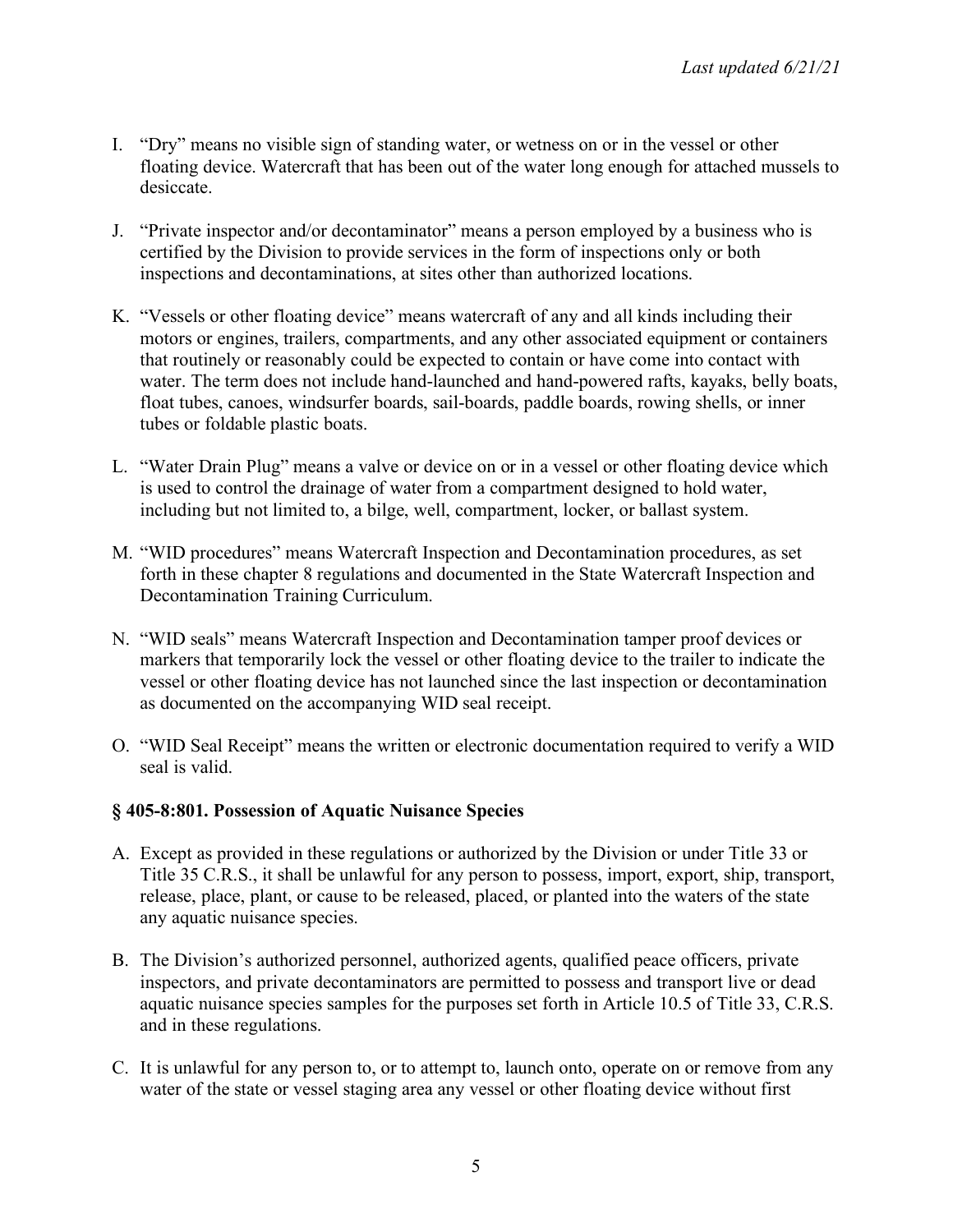I. “Dry” means no visible sign of standing water, or wetness on or in the vessel or other floating device. Watercraft that has been out of the water long enough for attached mussels to desiccate.

J. “Private inspector and/or decontaminator” means a person employed by a business who is certified by the Division to provide services in the form of inspections only or both inspections and decontaminations, at sites other than authorized locations.

K. “Vessels or other floating device” means watercraft of any and all kinds including their motors or engines, trailers, compartments, and any other associated equipment or containers that routinely or reasonably could be expected to contain or have come into contact with water. The term does not include hand-launched and hand-powered rafts, kayaks, belly boats, float tubes, canoes, windsurfer boards, sail-boards, paddle boards, rowing shells, or inner tubes or foldable plastic boats.

L. “Water Drain Plug” means a valve or device on or in a vessel or other floating device which is used to control the drainage of water from a compartment designed to hold water, including but not limited to, a bilge, well, compartment, locker, or ballast system.

M. “WID procedures” means Watercraft Inspection and Decontamination procedures, as set forth in these chapter 8 regulations and documented in the State Watercraft Inspection and Decontamination Training Curriculum.

N. “WID seals” means Watercraft Inspection and Decontamination tamper proof devices or markers that temporarily lock the vessel or other floating device to the trailer to indicate the vessel or other floating device has not launched since the last inspection or decontamination as documented on the accompanying WID seal receipt.

O. “WID Seal Receipt” means the written or electronic documentation required to verify a WID seal is valid.

### § 405-8:801. Possession of Aquatic Nuisance Species

A. Except as provided in these regulations or authorized by the Division or under Title 33 or Title 35 C.R.S., it shall be unlawful for any person to possess, import, export, ship, transport, release, place, plant, or cause to be released, placed, or planted into the waters of the state any aquatic nuisance species.

B. The Division’s authorized personnel, authorized agents, qualified peace officers, private inspectors, and private decontaminators are permitted to possess and transport live or dead aquatic nuisance species samples for the purposes set forth in Article 10.5 of Title 33, C.R.S. and in these regulations.

C. It is unlawful for any person to, or to attempt to, launch onto, operate on or remove from any water of the state or vessel staging area any vessel or other floating device without first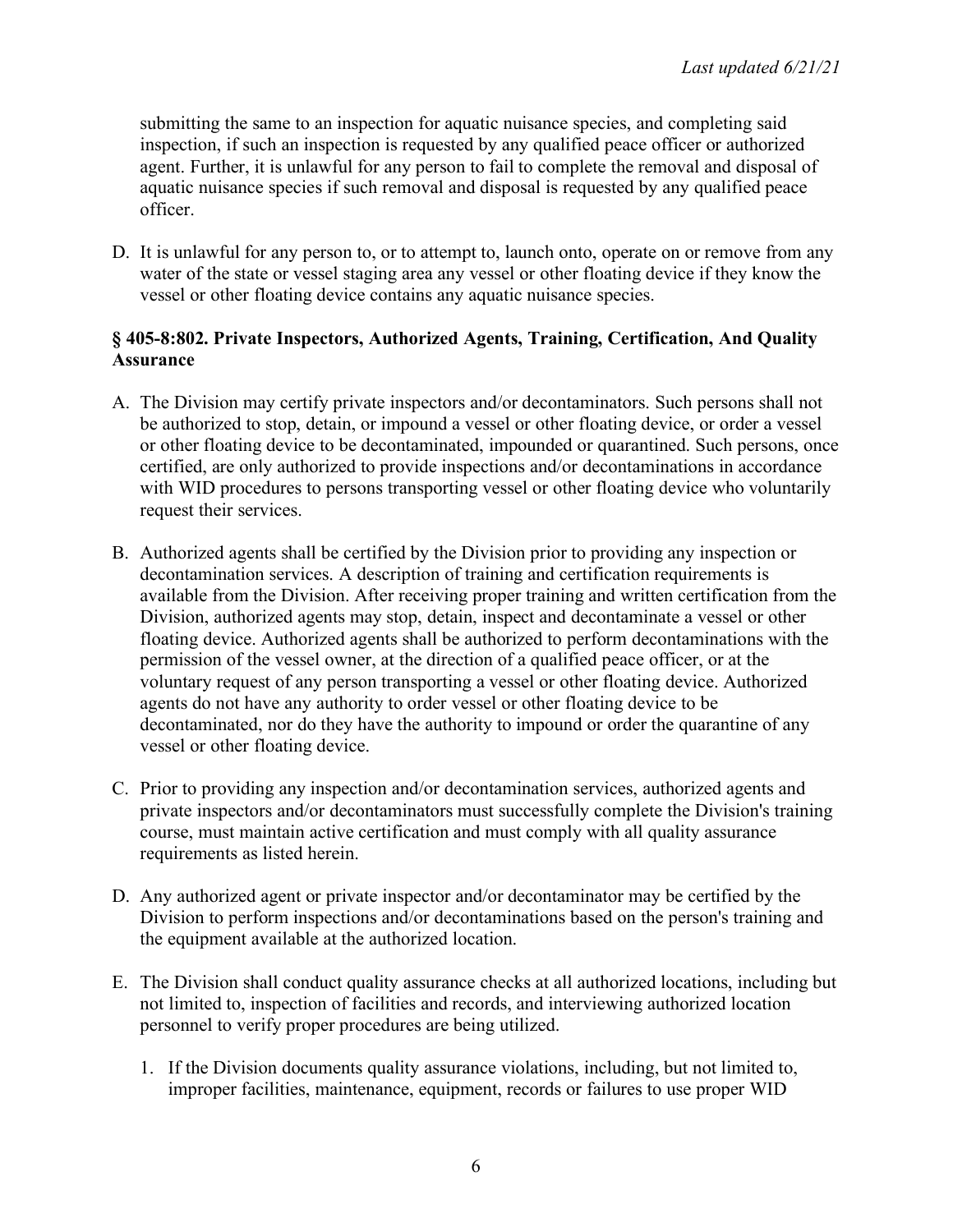submitting the same to an inspection for aquatic nuisance species, and completing said inspection, if such an inspection is requested by any qualified peace officer or authorized agent. Further, it is unlawful for any person to fail to complete the removal and disposal of aquatic nuisance species if such removal and disposal is requested by any qualified peace officer.

D. It is unlawful for any person to, or to attempt to, launch onto, operate on or remove from any water of the state or vessel staging area any vessel or other floating device if they know the vessel or other floating device contains any aquatic nuisance species.

**§ 405-8:802. Private Inspectors, Authorized Agents, Training, Certification, And Quality Assurance**

A. The Division may certify private inspectors and/or decontaminators. Such persons shall not be authorized to stop, detain, or impound a vessel or other floating device, or order a vessel or other floating device to be decontaminated, impounded or quarantined. Such persons, once certified, are only authorized to provide inspections and/or decontaminations in accordance with WID procedures to persons transporting vessel or other floating device who voluntarily request their services.

B. Authorized agents shall be certified by the Division prior to providing any inspection or decontamination services. A description of training and certification requirements is available from the Division. After receiving proper training and written certification from the Division, authorized agents may stop, detain, inspect and decontaminate a vessel or other floating device. Authorized agents shall be authorized to perform decontaminations with the permission of the vessel owner, at the direction of a qualified peace officer, or at the voluntary request of any person transporting a vessel or other floating device. Authorized agents do not have any authority to order vessel or other floating device to be decontaminated, nor do they have the authority to impound or order the quarantine of any vessel or other floating device.

C. Prior to providing any inspection and/or decontamination services, authorized agents and private inspectors and/or decontaminators must successfully complete the Division's training course, must maintain active certification and must comply with all quality assurance requirements as listed herein.

D. Any authorized agent or private inspector and/or decontaminator may be certified by the Division to perform inspections and/or decontaminations based on the person's training and the equipment available at the authorized location.

E. The Division shall conduct quality assurance checks at all authorized locations, including but not limited to, inspection of facilities and records, and interviewing authorized location personnel to verify proper procedures are being utilized.

   1. If the Division documents quality assurance violations, including, but not limited to, improper facilities, maintenance, equipment, records or failures to use proper WID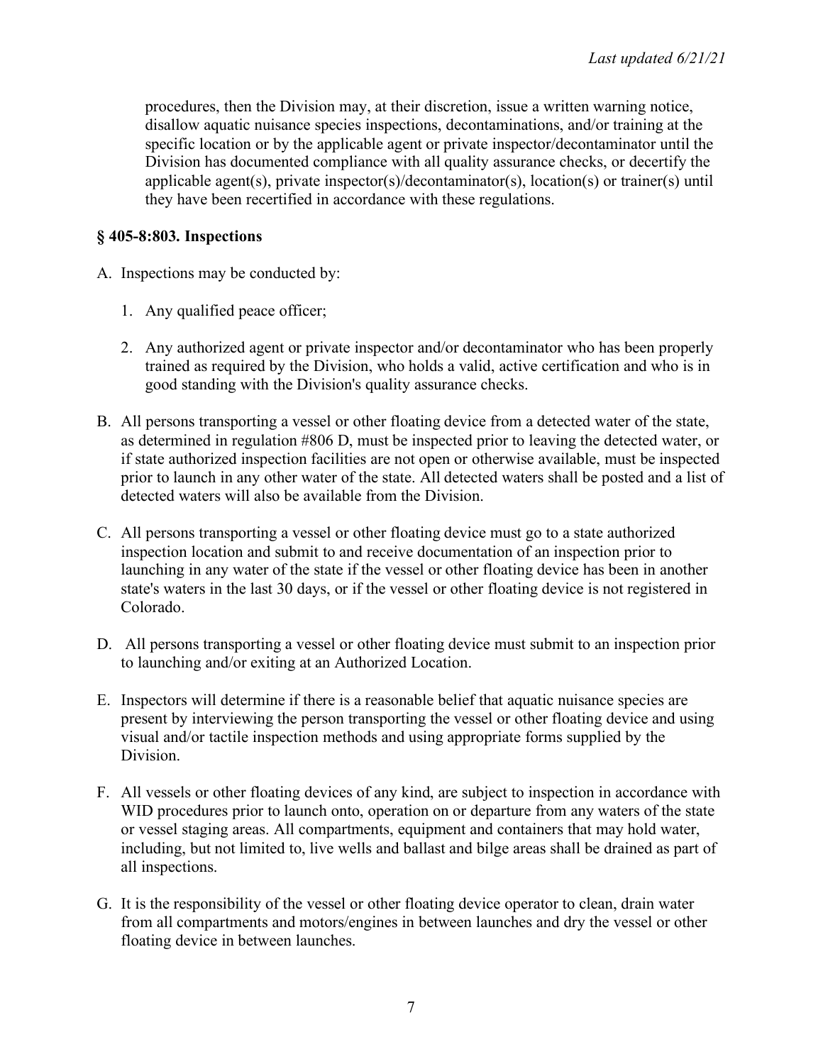procedures, then the Division may, at their discretion, issue a written warning notice, disallow aquatic nuisance species inspections, decontaminations, and/or training at the specific location or by the applicable agent or private inspector/decontaminator until the Division has documented compliance with all quality assurance checks, or decertify the applicable agent(s), private inspector(s)/decontaminator(s), location(s) or trainer(s) until they have been recertified in accordance with these regulations.

### § 405-8:803. Inspections

A. Inspections may be conducted by:

   1. Any qualified peace officer;

   2. Any authorized agent or private inspector and/or decontaminator who has been properly trained as required by the Division, who holds a valid, active certification and who is in good standing with the Division's quality assurance checks.

B. All persons transporting a vessel or other floating device from a detected water of the state, as determined in regulation #806 D, must be inspected prior to leaving the detected water, or if state authorized inspection facilities are not open or otherwise available, must be inspected prior to launch in any other water of the state. All detected waters shall be posted and a list of detected waters will also be available from the Division.

C. All persons transporting a vessel or other floating device must go to a state authorized inspection location and submit to and receive documentation of an inspection prior to launching in any water of the state if the vessel or other floating device has been in another state's waters in the last 30 days, or if the vessel or other floating device is not registered in Colorado.

D. All persons transporting a vessel or other floating device must submit to an inspection prior to launching and/or exiting at an Authorized Location.

E. Inspectors will determine if there is a reasonable belief that aquatic nuisance species are present by interviewing the person transporting the vessel or other floating device and using visual and/or tactile inspection methods and using appropriate forms supplied by the Division.

F. All vessels or other floating devices of any kind, are subject to inspection in accordance with WID procedures prior to launch onto, operation on or departure from any waters of the state or vessel staging areas. All compartments, equipment and containers that may hold water, including, but not limited to, live wells and ballast and bilge areas shall be drained as part of all inspections.

G. It is the responsibility of the vessel or other floating device operator to clean, drain water from all compartments and motors/engines in between launches and dry the vessel or other floating device in between launches.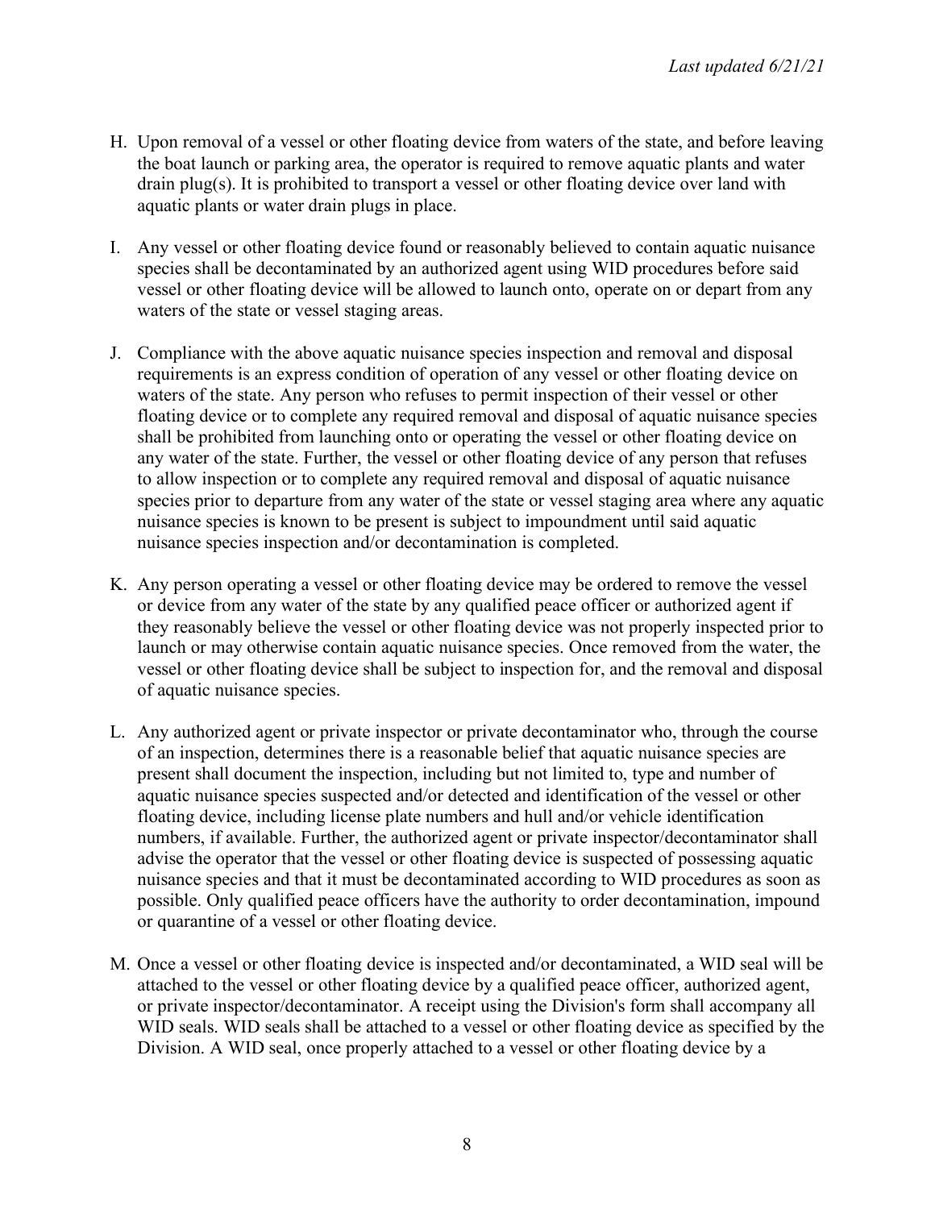H. Upon removal of a vessel or other floating device from waters of the state, and before leaving the boat launch or parking area, the operator is required to remove aquatic plants and water drain plug(s). It is prohibited to transport a vessel or other floating device over land with aquatic plants or water drain plugs in place.

I. Any vessel or other floating device found or reasonably believed to contain aquatic nuisance species shall be decontaminated by an authorized agent using WID procedures before said vessel or other floating device will be allowed to launch onto, operate on or depart from any waters of the state or vessel staging areas.

J. Compliance with the above aquatic nuisance species inspection and removal and disposal requirements is an express condition of operation of any vessel or other floating device on waters of the state. Any person who refuses to permit inspection of their vessel or other floating device or to complete any required removal and disposal of aquatic nuisance species shall be prohibited from launching onto or operating the vessel or other floating device on any water of the state. Further, the vessel or other floating device of any person that refuses to allow inspection or to complete any required removal and disposal of aquatic nuisance species prior to departure from any water of the state or vessel staging area where any aquatic nuisance species is known to be present is subject to impoundment until said aquatic nuisance species inspection and/or decontamination is completed.

K. Any person operating a vessel or other floating device may be ordered to remove the vessel or device from any water of the state by any qualified peace officer or authorized agent if they reasonably believe the vessel or other floating device was not properly inspected prior to launch or may otherwise contain aquatic nuisance species. Once removed from the water, the vessel or other floating device shall be subject to inspection for, and the removal and disposal of aquatic nuisance species.

L. Any authorized agent or private inspector or private decontaminator who, through the course of an inspection, determines there is a reasonable belief that aquatic nuisance species are present shall document the inspection, including but not limited to, type and number of aquatic nuisance species suspected and/or detected and identification of the vessel or other floating device, including license plate numbers and hull and/or vehicle identification numbers, if available. Further, the authorized agent or private inspector/decontaminator shall advise the operator that the vessel or other floating device is suspected of possessing aquatic nuisance species and that it must be decontaminated according to WID procedures as soon as possible. Only qualified peace officers have the authority to order decontamination, impound or quarantine of a vessel or other floating device.

M. Once a vessel or other floating device is inspected and/or decontaminated, a WID seal will be attached to the vessel or other floating device by a qualified peace officer, authorized agent, or private inspector/decontaminator. A receipt using the Division's form shall accompany all WID seals. WID seals shall be attached to a vessel or other floating device as specified by the Division. A WID seal, once properly attached to a vessel or other floating device by a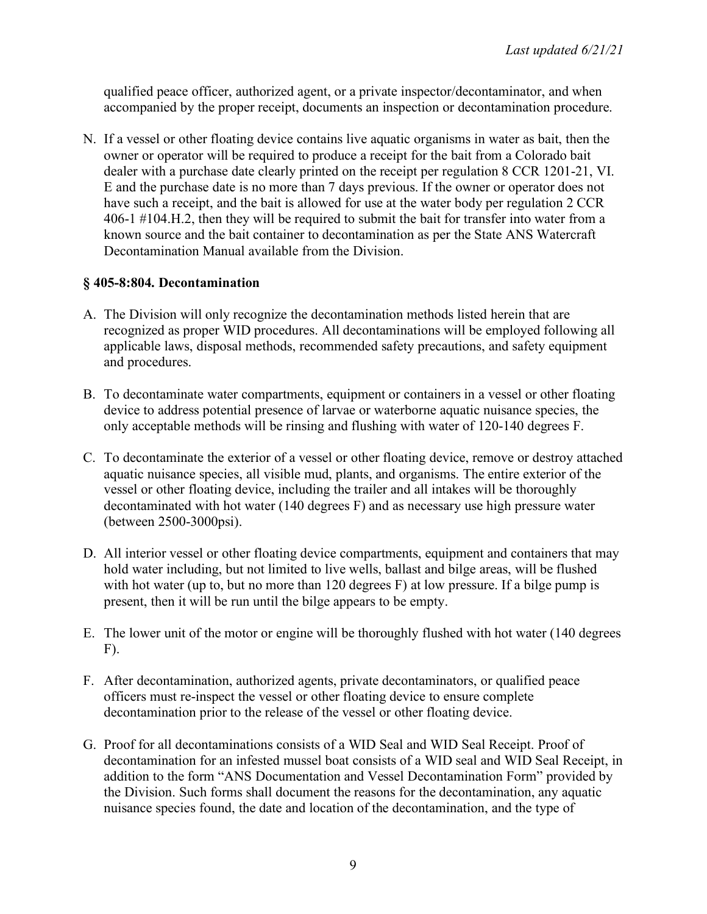qualified peace officer, authorized agent, or a private inspector/decontaminator, and when accompanied by the proper receipt, documents an inspection or decontamination procedure.

N. If a vessel or other floating device contains live aquatic organisms in water as bait, then the owner or operator will be required to produce a receipt for the bait from a Colorado bait dealer with a purchase date clearly printed on the receipt per regulation 8 CCR 1201-21, VI. E and the purchase date is no more than 7 days previous. If the owner or operator does not have such a receipt, and the bait is allowed for use at the water body per regulation 2 CCR 406-1 #104.H.2, then they will be required to submit the bait for transfer into water from a known source and the bait container to decontamination as per the State ANS Watercraft Decontamination Manual available from the Division.

### § 405-8:804. Decontamination

A. The Division will only recognize the decontamination methods listed herein that are recognized as proper WID procedures. All decontaminations will be employed following all applicable laws, disposal methods, recommended safety precautions, and safety equipment and procedures.

B. To decontaminate water compartments, equipment or containers in a vessel or other floating device to address potential presence of larvae or waterborne aquatic nuisance species, the only acceptable methods will be rinsing and flushing with water of 120-140 degrees F.

C. To decontaminate the exterior of a vessel or other floating device, remove or destroy attached aquatic nuisance species, all visible mud, plants, and organisms. The entire exterior of the vessel or other floating device, including the trailer and all intakes will be thoroughly decontaminated with hot water (140 degrees F) and as necessary use high pressure water (between 2500-3000psi).

D. All interior vessel or other floating device compartments, equipment and containers that may hold water including, but not limited to live wells, ballast and bilge areas, will be flushed with hot water (up to, but no more than 120 degrees F) at low pressure. If a bilge pump is present, then it will be run until the bilge appears to be empty.

E. The lower unit of the motor or engine will be thoroughly flushed with hot water (140 degrees F).

F. After decontamination, authorized agents, private decontaminators, or qualified peace officers must re-inspect the vessel or other floating device to ensure complete decontamination prior to the release of the vessel or other floating device.

G. Proof for all decontaminations consists of a WID Seal and WID Seal Receipt. Proof of decontamination for an infested mussel boat consists of a WID seal and WID Seal Receipt, in addition to the form "ANS Documentation and Vessel Decontamination Form" provided by the Division. Such forms shall document the reasons for the decontamination, any aquatic nuisance species found, the date and location of the decontamination, and the type of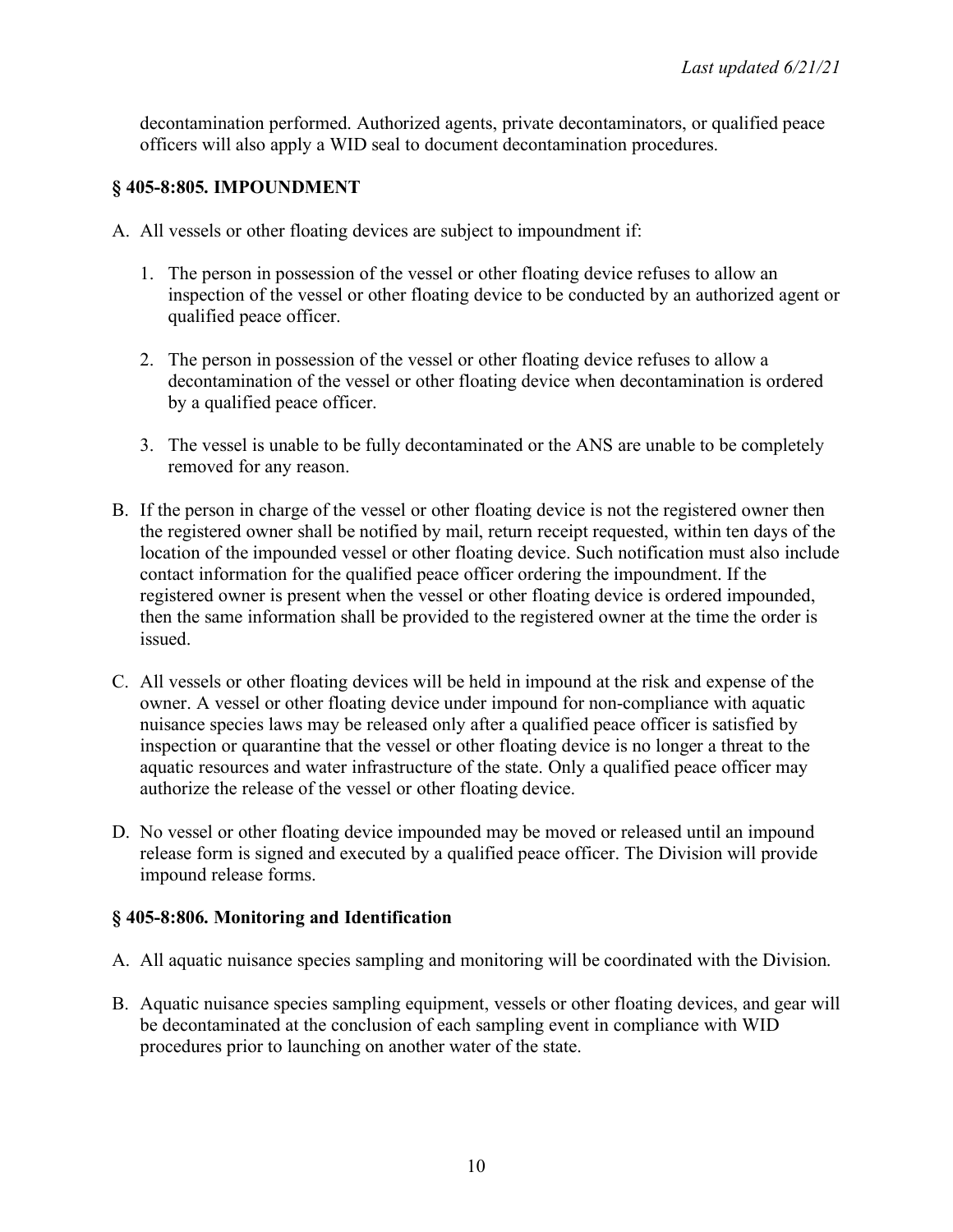decontamination performed. Authorized agents, private decontaminators, or qualified peace officers will also apply a WID seal to document decontamination procedures.

## § 405-8:805. IMPOUNDMENT

A. All vessels or other floating devices are subject to impoundment if:

   1. The person in possession of the vessel or other floating device refuses to allow an inspection of the vessel or other floating device to be conducted by an authorized agent or qualified peace officer.

   2. The person in possession of the vessel or other floating device refuses to allow a decontamination of the vessel or other floating device when decontamination is ordered by a qualified peace officer.

   3. The vessel is unable to be fully decontaminated or the ANS are unable to be completely removed for any reason.

B. If the person in charge of the vessel or other floating device is not the registered owner then the registered owner shall be notified by mail, return receipt requested, within ten days of the location of the impounded vessel or other floating device. Such notification must also include contact information for the qualified peace officer ordering the impoundment. If the registered owner is present when the vessel or other floating device is ordered impounded, then the same information shall be provided to the registered owner at the time the order is issued.

C. All vessels or other floating devices will be held in impound at the risk and expense of the owner. A vessel or other floating device under impound for non-compliance with aquatic nuisance species laws may be released only after a qualified peace officer is satisfied by inspection or quarantine that the vessel or other floating device is no longer a threat to the aquatic resources and water infrastructure of the state. Only a qualified peace officer may authorize the release of the vessel or other floating device.

D. No vessel or other floating device impounded may be moved or released until an impound release form is signed and executed by a qualified peace officer. The Division will provide impound release forms.

## § 405-8:806. Monitoring and Identification

A. All aquatic nuisance species sampling and monitoring will be coordinated with the Division.

B. Aquatic nuisance species sampling equipment, vessels or other floating devices, and gear will be decontaminated at the conclusion of each sampling event in compliance with WID procedures prior to launching on another water of the state.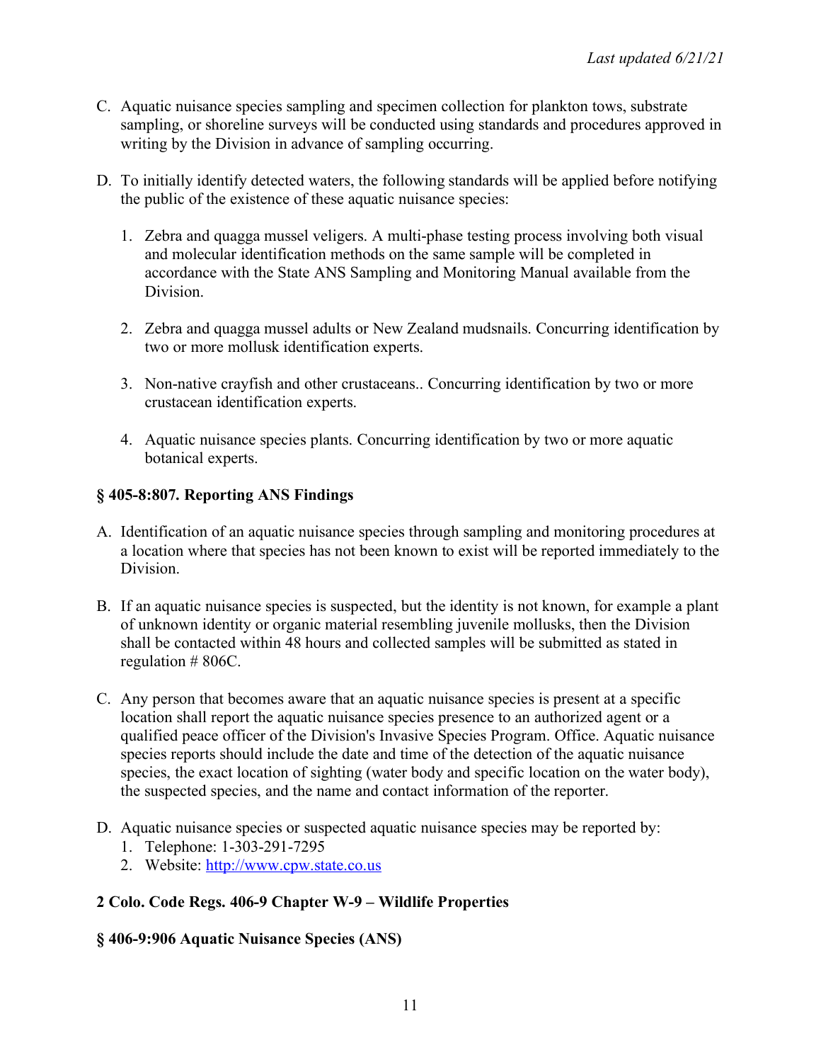C. Aquatic nuisance species sampling and specimen collection for plankton tows, substrate sampling, or shoreline surveys will be conducted using standards and procedures approved in writing by the Division in advance of sampling occurring.

D. To initially identify detected waters, the following standards will be applied before notifying the public of the existence of these aquatic nuisance species:

   1. Zebra and quagga mussel veligers. A multi-phase testing process involving both visual and molecular identification methods on the same sample will be completed in accordance with the State ANS Sampling and Monitoring Manual available from the Division.

   2. Zebra and quagga mussel adults or New Zealand mudsnails. Concurring identification by two or more mollusk identification experts.

   3. Non-native crayfish and other crustaceans.. Concurring identification by two or more crustacean identification experts.

   4. Aquatic nuisance species plants. Concurring identification by two or more aquatic botanical experts.

**§ 405-8:807. Reporting ANS Findings**

A. Identification of an aquatic nuisance species through sampling and monitoring procedures at a location where that species has not been known to exist will be reported immediately to the Division.

B. If an aquatic nuisance species is suspected, but the identity is not known, for example a plant of unknown identity or organic material resembling juvenile mollusks, then the Division shall be contacted within 48 hours and collected samples will be submitted as stated in regulation # 806C.

C. Any person that becomes aware that an aquatic nuisance species is present at a specific location shall report the aquatic nuisance species presence to an authorized agent or a qualified peace officer of the Division's Invasive Species Program. Office. Aquatic nuisance species reports should include the date and time of the detection of the aquatic nuisance species, the exact location of sighting (water body and specific location on the water body), the suspected species, and the name and contact information of the reporter.

D. Aquatic nuisance species or suspected aquatic nuisance species may be reported by:
   1. Telephone: 1-303-291-7295
   2. Website: [http://www.cpw.state.co.us](http://www.cpw.state.co.us)

**2 Colo. Code Regs. 406-9 Chapter W-9 – Wildlife Properties**

**§ 406-9:906 Aquatic Nuisance Species (ANS)**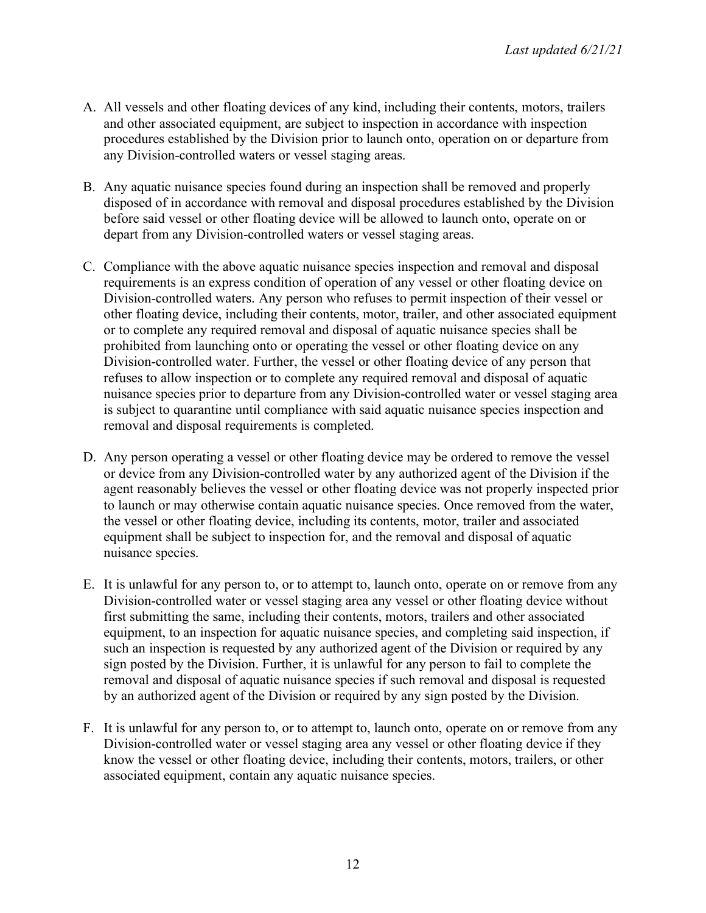A. All vessels and other floating devices of any kind, including their contents, motors, trailers and other associated equipment, are subject to inspection in accordance with inspection procedures established by the Division prior to launch onto, operation on or departure from any Division-controlled waters or vessel staging areas.

B. Any aquatic nuisance species found during an inspection shall be removed and properly disposed of in accordance with removal and disposal procedures established by the Division before said vessel or other floating device will be allowed to launch onto, operate on or depart from any Division-controlled waters or vessel staging areas.

C. Compliance with the above aquatic nuisance species inspection and removal and disposal requirements is an express condition of operation of any vessel or other floating device on Division-controlled waters. Any person who refuses to permit inspection of their vessel or other floating device, including their contents, motor, trailer, and other associated equipment or to complete any required removal and disposal of aquatic nuisance species shall be prohibited from launching onto or operating the vessel or other floating device on any Division-controlled water. Further, the vessel or other floating device of any person that refuses to allow inspection or to complete any required removal and disposal of aquatic nuisance species prior to departure from any Division-controlled water or vessel staging area is subject to quarantine until compliance with said aquatic nuisance species inspection and removal and disposal requirements is completed.

D. Any person operating a vessel or other floating device may be ordered to remove the vessel or device from any Division-controlled water by any authorized agent of the Division if the agent reasonably believes the vessel or other floating device was not properly inspected prior to launch or may otherwise contain aquatic nuisance species. Once removed from the water, the vessel or other floating device, including its contents, motor, trailer and associated equipment shall be subject to inspection for, and the removal and disposal of aquatic nuisance species.

E. It is unlawful for any person to, or to attempt to, launch onto, operate on or remove from any Division-controlled water or vessel staging area any vessel or other floating device without first submitting the same, including their contents, motors, trailers and other associated equipment, to an inspection for aquatic nuisance species, and completing said inspection, if such an inspection is requested by any authorized agent of the Division or required by any sign posted by the Division. Further, it is unlawful for any person to fail to complete the removal and disposal of aquatic nuisance species if such removal and disposal is requested by an authorized agent of the Division or required by any sign posted by the Division.

F. It is unlawful for any person to, or to attempt to, launch onto, operate on or remove from any Division-controlled water or vessel staging area any vessel or other floating device if they know the vessel or other floating device, including their contents, motors, trailers, or other associated equipment, contain any aquatic nuisance species.